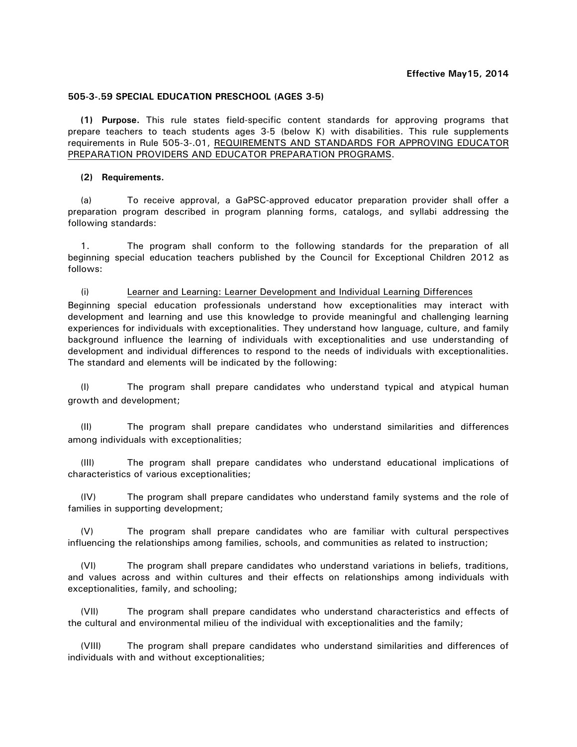**Effective May15, 2014**

**505-3-.59 SPECIAL EDUCATION PRESCHOOL (AGES 3-5)**

**(1) Purpose.** This rule states field-specific content standards for approving programs that prepare teachers to teach students ages 3-5 (below K) with disabilities. This rule supplements requirements in Rule 505-3-.01, REQUIREMENTS AND STANDARDS FOR APPROVING EDUCATOR PREPARATION PROVIDERS AND EDUCATOR PREPARATION PROGRAMS.

**(2) Requirements.**

(a) To receive approval, a GaPSC-approved educator preparation provider shall offer a preparation program described in program planning forms, catalogs, and syllabi addressing the following standards:

1. The program shall conform to the following standards for the preparation of all beginning special education teachers published by the Council for Exceptional Children 2012 as follows:

(i) Learner and Learning: Learner Development and Individual Learning Differences

Beginning special education professionals understand how exceptionalities may interact with development and learning and use this knowledge to provide meaningful and challenging learning experiences for individuals with exceptionalities. They understand how language, culture, and family background influence the learning of individuals with exceptionalities and use understanding of development and individual differences to respond to the needs of individuals with exceptionalities. The standard and elements will be indicated by the following:

(I) The program shall prepare candidates who understand typical and atypical human growth and development;

(II) The program shall prepare candidates who understand similarities and differences among individuals with exceptionalities;

(III) The program shall prepare candidates who understand educational implications of characteristics of various exceptionalities;

(IV) The program shall prepare candidates who understand family systems and the role of families in supporting development;

(V) The program shall prepare candidates who are familiar with cultural perspectives influencing the relationships among families, schools, and communities as related to instruction;

(VI) The program shall prepare candidates who understand variations in beliefs, traditions, and values across and within cultures and their effects on relationships among individuals with exceptionalities, family, and schooling;

(VII) The program shall prepare candidates who understand characteristics and effects of the cultural and environmental milieu of the individual with exceptionalities and the family;

(VIII) The program shall prepare candidates who understand similarities and differences of individuals with and without exceptionalities;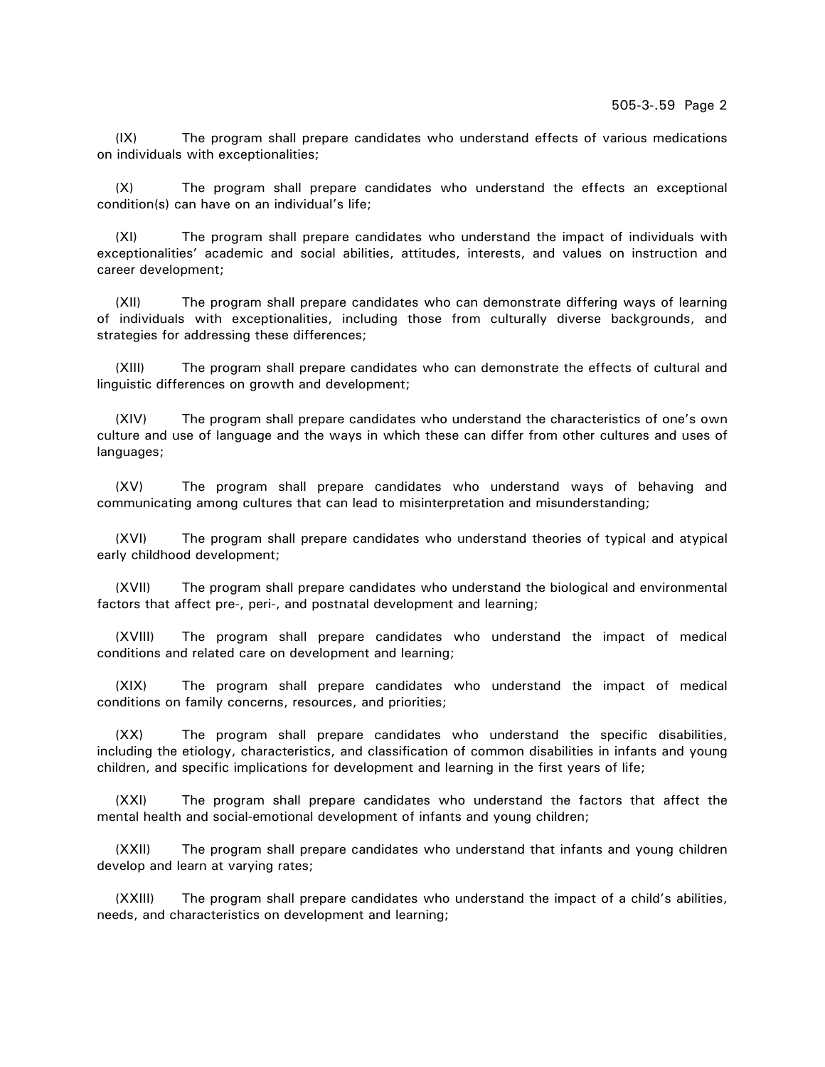(IX) The program shall prepare candidates who understand effects of various medications on individuals with exceptionalities;

(X) The program shall prepare candidates who understand the effects an exceptional condition(s) can have on an individual's life;

(XI) The program shall prepare candidates who understand the impact of individuals with exceptionalities' academic and social abilities, attitudes, interests, and values on instruction and career development;

(XII) The program shall prepare candidates who can demonstrate differing ways of learning of individuals with exceptionalities, including those from culturally diverse backgrounds, and strategies for addressing these differences;

(XIII) The program shall prepare candidates who can demonstrate the effects of cultural and linguistic differences on growth and development;

(XIV) The program shall prepare candidates who understand the characteristics of one's own culture and use of language and the ways in which these can differ from other cultures and uses of languages;

(XV) The program shall prepare candidates who understand ways of behaving and communicating among cultures that can lead to misinterpretation and misunderstanding;

(XVI) The program shall prepare candidates who understand theories of typical and atypical early childhood development;

(XVII) The program shall prepare candidates who understand the biological and environmental factors that affect pre-, peri-, and postnatal development and learning;

(XVIII) The program shall prepare candidates who understand the impact of medical conditions and related care on development and learning;

(XIX) The program shall prepare candidates who understand the impact of medical conditions on family concerns, resources, and priorities;

(XX) The program shall prepare candidates who understand the specific disabilities, including the etiology, characteristics, and classification of common disabilities in infants and young children, and specific implications for development and learning in the first years of life;

(XXI) The program shall prepare candidates who understand the factors that affect the mental health and social-emotional development of infants and young children;

(XXII) The program shall prepare candidates who understand that infants and young children develop and learn at varying rates;

(XXIII) The program shall prepare candidates who understand the impact of a child's abilities, needs, and characteristics on development and learning;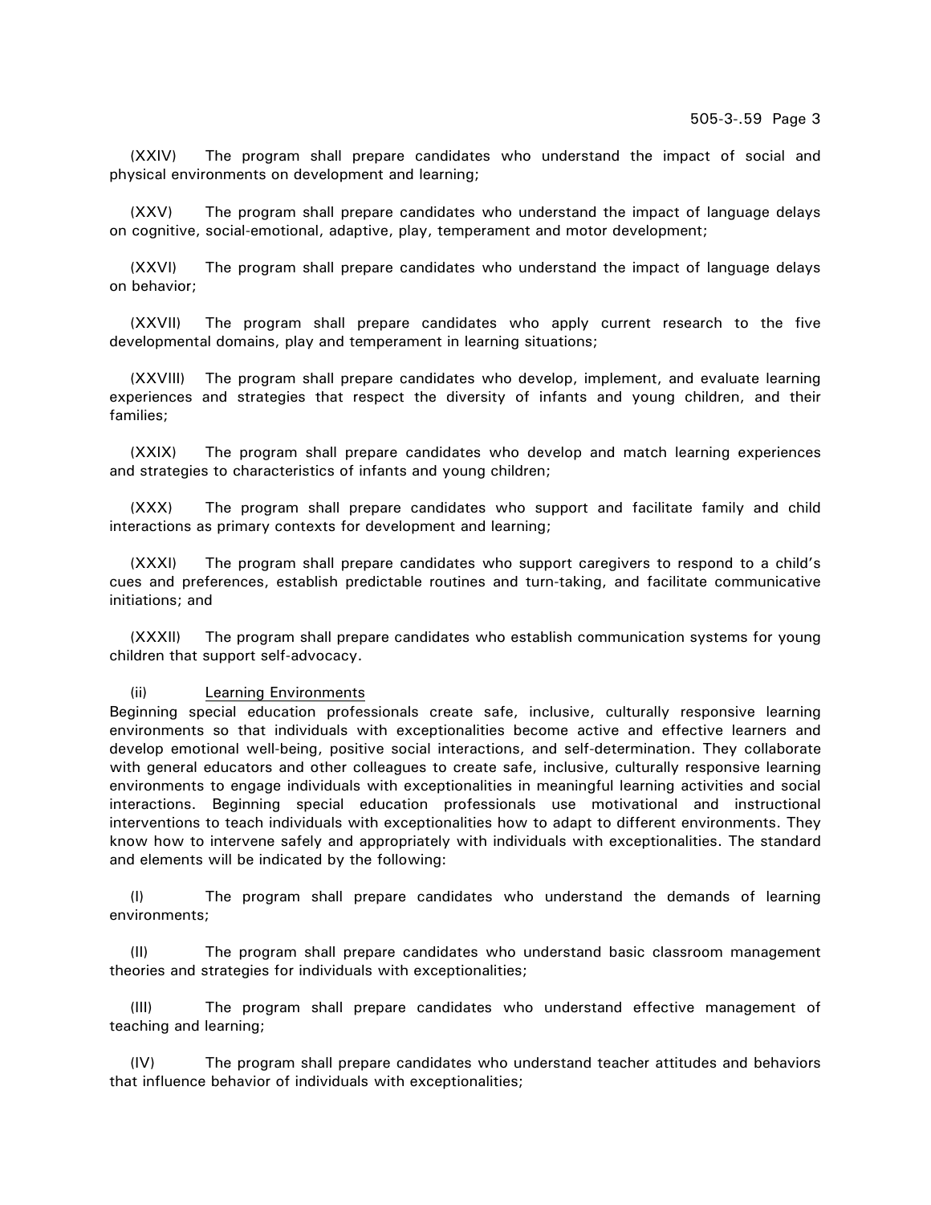(XXIV) The program shall prepare candidates who understand the impact of social and physical environments on development and learning;

(XXV) The program shall prepare candidates who understand the impact of language delays on cognitive, social-emotional, adaptive, play, temperament and motor development;

(XXVI) The program shall prepare candidates who understand the impact of language delays on behavior;

(XXVII) The program shall prepare candidates who apply current research to the five developmental domains, play and temperament in learning situations;

(XXVIII) The program shall prepare candidates who develop, implement, and evaluate learning experiences and strategies that respect the diversity of infants and young children, and their families;

(XXIX) The program shall prepare candidates who develop and match learning experiences and strategies to characteristics of infants and young children;

(XXX) The program shall prepare candidates who support and facilitate family and child interactions as primary contexts for development and learning;

(XXXI) The program shall prepare candidates who support caregivers to respond to a child's cues and preferences, establish predictable routines and turn-taking, and facilitate communicative initiations; and

(XXXII) The program shall prepare candidates who establish communication systems for young children that support self-advocacy.

(ii) Learning Environments

Beginning special education professionals create safe, inclusive, culturally responsive learning environments so that individuals with exceptionalities become active and effective learners and develop emotional well-being, positive social interactions, and self-determination. They collaborate with general educators and other colleagues to create safe, inclusive, culturally responsive learning environments to engage individuals with exceptionalities in meaningful learning activities and social interactions. Beginning special education professionals use motivational and instructional interventions to teach individuals with exceptionalities how to adapt to different environments. They know how to intervene safely and appropriately with individuals with exceptionalities. The standard and elements will be indicated by the following:

(I) The program shall prepare candidates who understand the demands of learning environments;

(II) The program shall prepare candidates who understand basic classroom management theories and strategies for individuals with exceptionalities;

(III) The program shall prepare candidates who understand effective management of teaching and learning;

(IV) The program shall prepare candidates who understand teacher attitudes and behaviors that influence behavior of individuals with exceptionalities;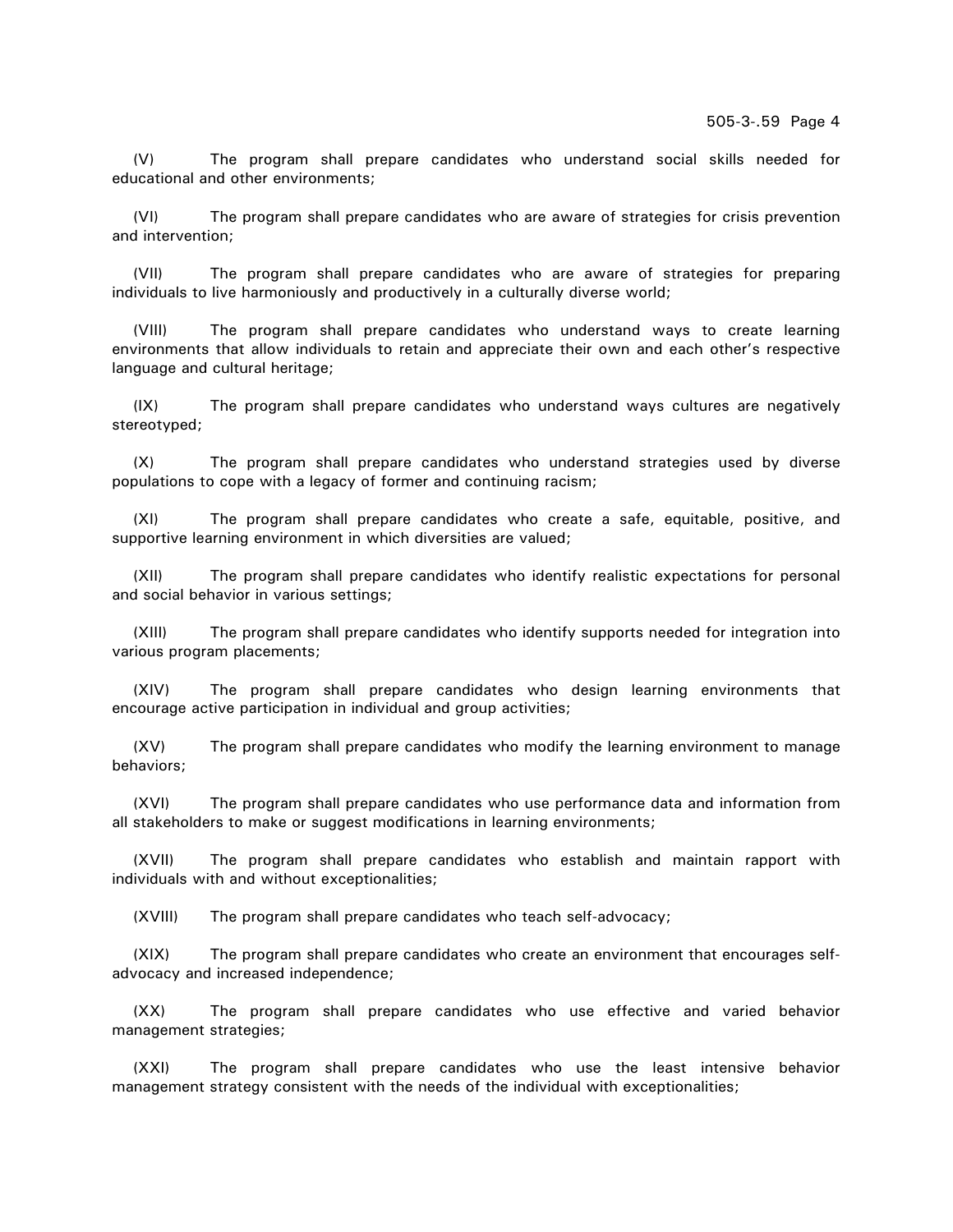(V) The program shall prepare candidates who understand social skills needed for educational and other environments;

(VI) The program shall prepare candidates who are aware of strategies for crisis prevention and intervention;

(VII) The program shall prepare candidates who are aware of strategies for preparing individuals to live harmoniously and productively in a culturally diverse world;

(VIII) The program shall prepare candidates who understand ways to create learning environments that allow individuals to retain and appreciate their own and each other's respective language and cultural heritage;

(IX) The program shall prepare candidates who understand ways cultures are negatively stereotyped;

(X) The program shall prepare candidates who understand strategies used by diverse populations to cope with a legacy of former and continuing racism;

(XI) The program shall prepare candidates who create a safe, equitable, positive, and supportive learning environment in which diversities are valued;

(XII) The program shall prepare candidates who identify realistic expectations for personal and social behavior in various settings;

(XIII) The program shall prepare candidates who identify supports needed for integration into various program placements;

(XIV) The program shall prepare candidates who design learning environments that encourage active participation in individual and group activities;

(XV) The program shall prepare candidates who modify the learning environment to manage behaviors;

(XVI) The program shall prepare candidates who use performance data and information from all stakeholders to make or suggest modifications in learning environments;

(XVII) The program shall prepare candidates who establish and maintain rapport with individuals with and without exceptionalities;

(XVIII) The program shall prepare candidates who teach self-advocacy;

(XIX) The program shall prepare candidates who create an environment that encourages self-advocacy and increased independence;

(XX) The program shall prepare candidates who use effective and varied behavior management strategies;

(XXI) The program shall prepare candidates who use the least intensive behavior management strategy consistent with the needs of the individual with exceptionalities;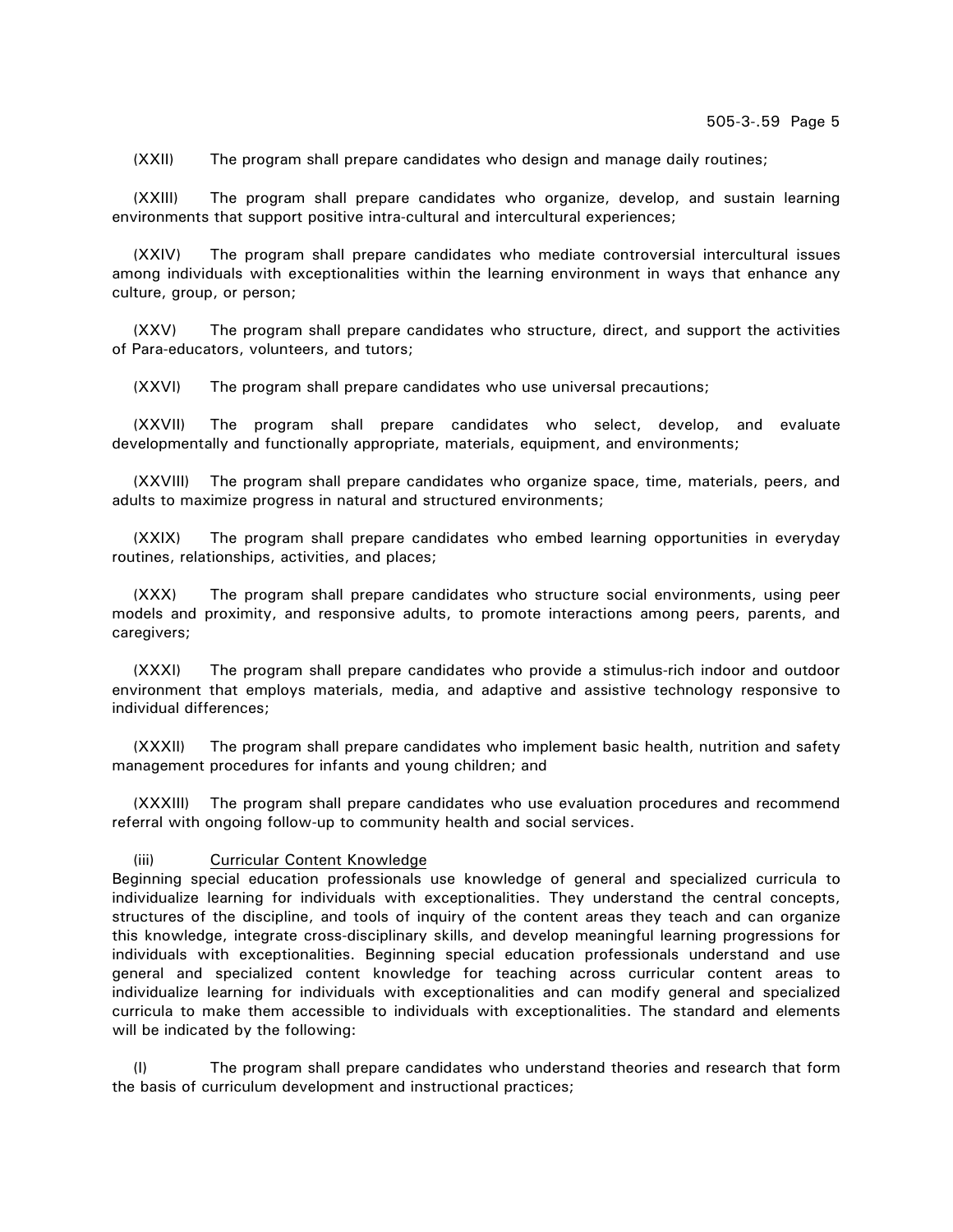(XXII) The program shall prepare candidates who design and manage daily routines;

(XXIII) The program shall prepare candidates who organize, develop, and sustain learning environments that support positive intra-cultural and intercultural experiences;

(XXIV) The program shall prepare candidates who mediate controversial intercultural issues among individuals with exceptionalities within the learning environment in ways that enhance any culture, group, or person;

(XXV) The program shall prepare candidates who structure, direct, and support the activities of Para-educators, volunteers, and tutors;

(XXVI) The program shall prepare candidates who use universal precautions;

(XXVII) The program shall prepare candidates who select, develop, and evaluate developmentally and functionally appropriate, materials, equipment, and environments;

(XXVIII) The program shall prepare candidates who organize space, time, materials, peers, and adults to maximize progress in natural and structured environments;

(XXIX) The program shall prepare candidates who embed learning opportunities in everyday routines, relationships, activities, and places;

(XXX) The program shall prepare candidates who structure social environments, using peer models and proximity, and responsive adults, to promote interactions among peers, parents, and caregivers;

(XXXI) The program shall prepare candidates who provide a stimulus-rich indoor and outdoor environment that employs materials, media, and adaptive and assistive technology responsive to individual differences;

(XXXII) The program shall prepare candidates who implement basic health, nutrition and safety management procedures for infants and young children; and

(XXXIII) The program shall prepare candidates who use evaluation procedures and recommend referral with ongoing follow-up to community health and social services.

(iii) Curricular Content Knowledge

Beginning special education professionals use knowledge of general and specialized curricula to individualize learning for individuals with exceptionalities. They understand the central concepts, structures of the discipline, and tools of inquiry of the content areas they teach and can organize this knowledge, integrate cross-disciplinary skills, and develop meaningful learning progressions for individuals with exceptionalities. Beginning special education professionals understand and use general and specialized content knowledge for teaching across curricular content areas to individualize learning for individuals with exceptionalities and can modify general and specialized curricula to make them accessible to individuals with exceptionalities. The standard and elements will be indicated by the following:

(I) The program shall prepare candidates who understand theories and research that form the basis of curriculum development and instructional practices;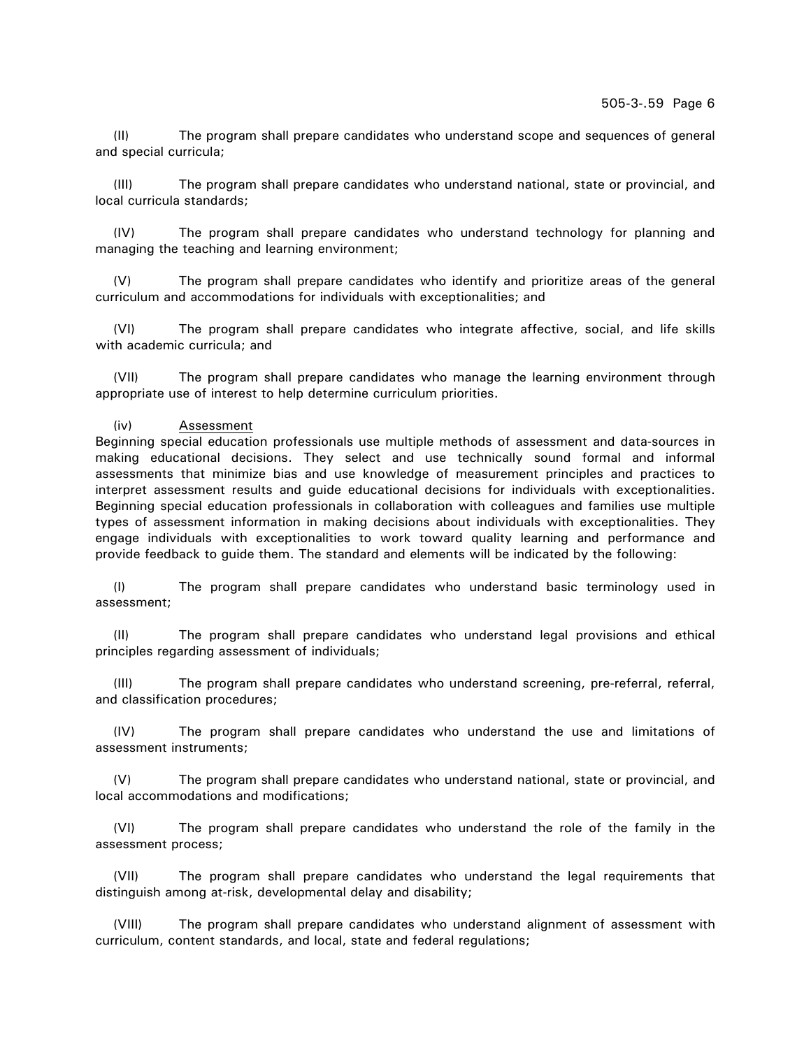(II) The program shall prepare candidates who understand scope and sequences of general and special curricula;

(III) The program shall prepare candidates who understand national, state or provincial, and local curricula standards;

(IV) The program shall prepare candidates who understand technology for planning and managing the teaching and learning environment;

(V) The program shall prepare candidates who identify and prioritize areas of the general curriculum and accommodations for individuals with exceptionalities; and

(VI) The program shall prepare candidates who integrate affective, social, and life skills with academic curricula; and

(VII) The program shall prepare candidates who manage the learning environment through appropriate use of interest to help determine curriculum priorities.

(iv) Assessment

Beginning special education professionals use multiple methods of assessment and data-sources in making educational decisions. They select and use technically sound formal and informal assessments that minimize bias and use knowledge of measurement principles and practices to interpret assessment results and guide educational decisions for individuals with exceptionalities. Beginning special education professionals in collaboration with colleagues and families use multiple types of assessment information in making decisions about individuals with exceptionalities. They engage individuals with exceptionalities to work toward quality learning and performance and provide feedback to guide them. The standard and elements will be indicated by the following:

(I) The program shall prepare candidates who understand basic terminology used in assessment;

(II) The program shall prepare candidates who understand legal provisions and ethical principles regarding assessment of individuals;

(III) The program shall prepare candidates who understand screening, pre-referral, referral, and classification procedures;

(IV) The program shall prepare candidates who understand the use and limitations of assessment instruments;

(V) The program shall prepare candidates who understand national, state or provincial, and local accommodations and modifications;

(VI) The program shall prepare candidates who understand the role of the family in the assessment process;

(VII) The program shall prepare candidates who understand the legal requirements that distinguish among at-risk, developmental delay and disability;

(VIII) The program shall prepare candidates who understand alignment of assessment with curriculum, content standards, and local, state and federal regulations;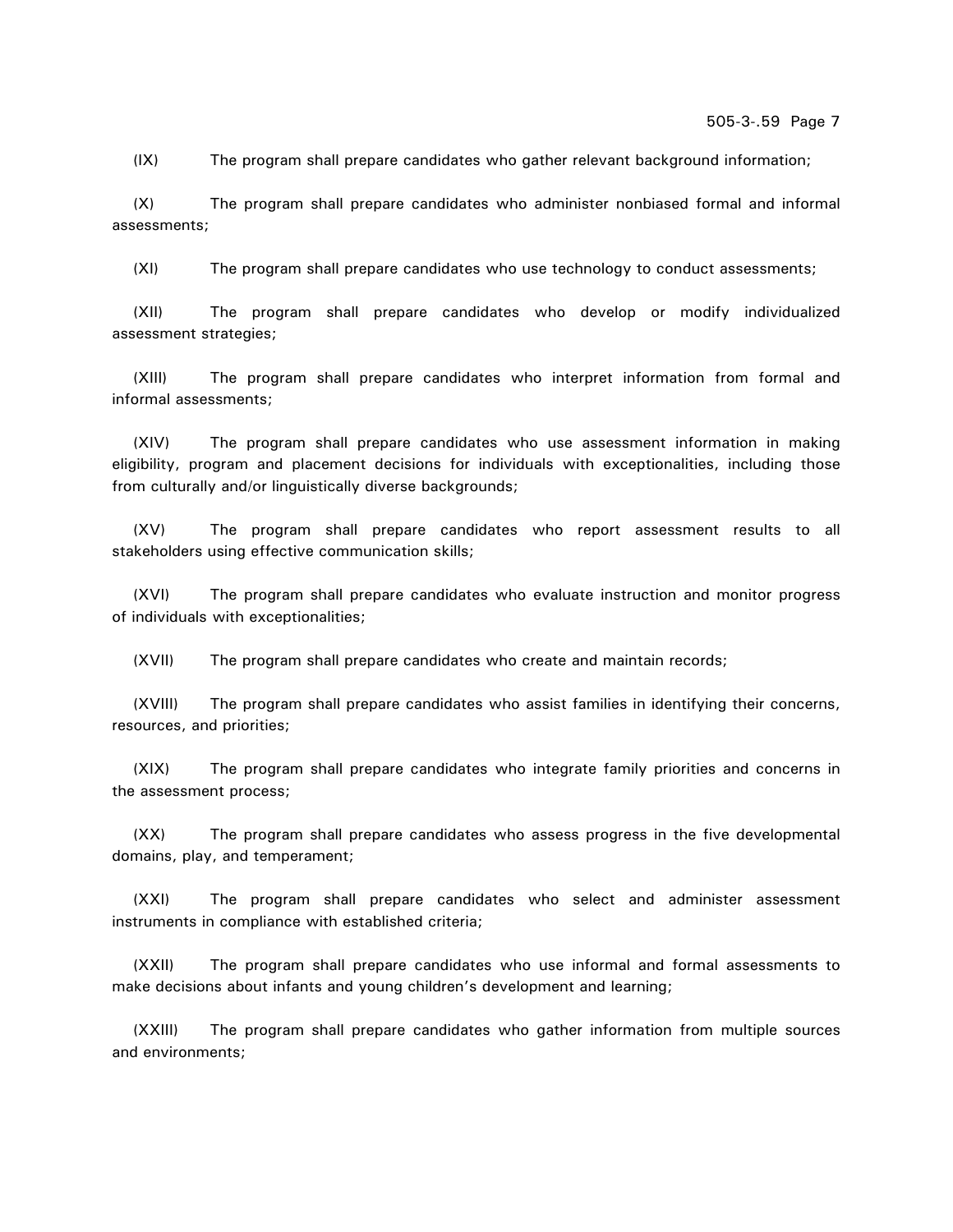(IX) The program shall prepare candidates who gather relevant background information;

(X) The program shall prepare candidates who administer nonbiased formal and informal assessments;

(XI) The program shall prepare candidates who use technology to conduct assessments;

(XII) The program shall prepare candidates who develop or modify individualized assessment strategies;

(XIII) The program shall prepare candidates who interpret information from formal and informal assessments;

(XIV) The program shall prepare candidates who use assessment information in making eligibility, program and placement decisions for individuals with exceptionalities, including those from culturally and/or linguistically diverse backgrounds;

(XV) The program shall prepare candidates who report assessment results to all stakeholders using effective communication skills;

(XVI) The program shall prepare candidates who evaluate instruction and monitor progress of individuals with exceptionalities;

(XVII) The program shall prepare candidates who create and maintain records;

(XVIII) The program shall prepare candidates who assist families in identifying their concerns, resources, and priorities;

(XIX) The program shall prepare candidates who integrate family priorities and concerns in the assessment process;

(XX) The program shall prepare candidates who assess progress in the five developmental domains, play, and temperament;

(XXI) The program shall prepare candidates who select and administer assessment instruments in compliance with established criteria;

(XXII) The program shall prepare candidates who use informal and formal assessments to make decisions about infants and young children's development and learning;

(XXIII) The program shall prepare candidates who gather information from multiple sources and environments;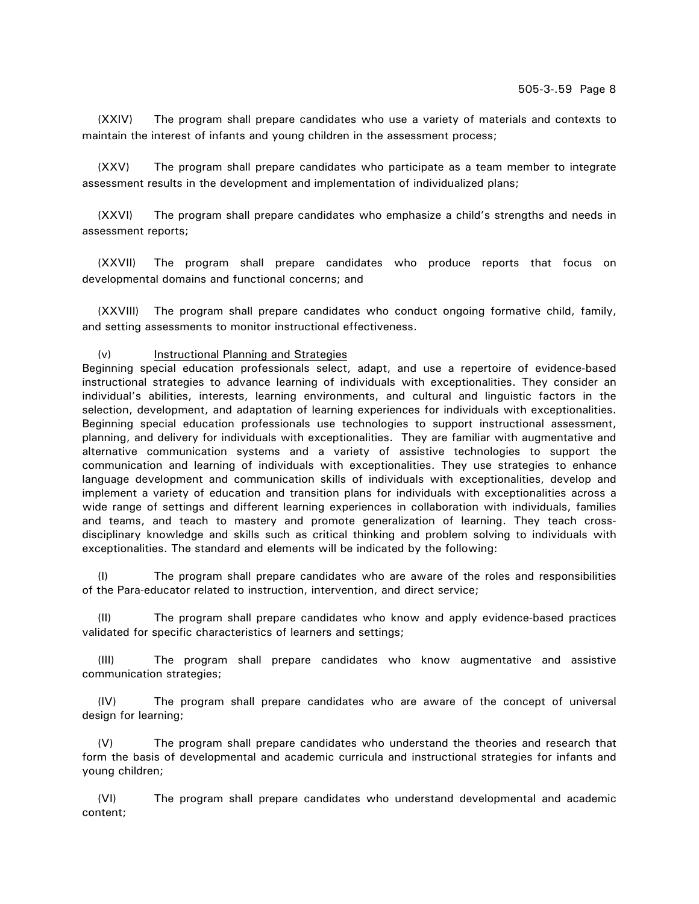(XXIV) The program shall prepare candidates who use a variety of materials and contexts to maintain the interest of infants and young children in the assessment process;

(XXV) The program shall prepare candidates who participate as a team member to integrate assessment results in the development and implementation of individualized plans;

(XXVI) The program shall prepare candidates who emphasize a child's strengths and needs in assessment reports;

(XXVII) The program shall prepare candidates who produce reports that focus on developmental domains and functional concerns; and

(XXVIII) The program shall prepare candidates who conduct ongoing formative child, family, and setting assessments to monitor instructional effectiveness.

(v) <u>Instructional Planning and Strategies</u>
Beginning special education professionals select, adapt, and use a repertoire of evidence-based instructional strategies to advance learning of individuals with exceptionalities. They consider an individual's abilities, interests, learning environments, and cultural and linguistic factors in the selection, development, and adaptation of learning experiences for individuals with exceptionalities. Beginning special education professionals use technologies to support instructional assessment, planning, and delivery for individuals with exceptionalities. They are familiar with augmentative and alternative communication systems and a variety of assistive technologies to support the communication and learning of individuals with exceptionalities. They use strategies to enhance language development and communication skills of individuals with exceptionalities, develop and implement a variety of education and transition plans for individuals with exceptionalities across a wide range of settings and different learning experiences in collaboration with individuals, families and teams, and teach to mastery and promote generalization of learning. They teach cross-disciplinary knowledge and skills such as critical thinking and problem solving to individuals with exceptionalities. The standard and elements will be indicated by the following:

(I) The program shall prepare candidates who are aware of the roles and responsibilities of the Para-educator related to instruction, intervention, and direct service;

(II) The program shall prepare candidates who know and apply evidence-based practices validated for specific characteristics of learners and settings;

(III) The program shall prepare candidates who know augmentative and assistive communication strategies;

(IV) The program shall prepare candidates who are aware of the concept of universal design for learning;

(V) The program shall prepare candidates who understand the theories and research that form the basis of developmental and academic curricula and instructional strategies for infants and young children;

(VI) The program shall prepare candidates who understand developmental and academic content;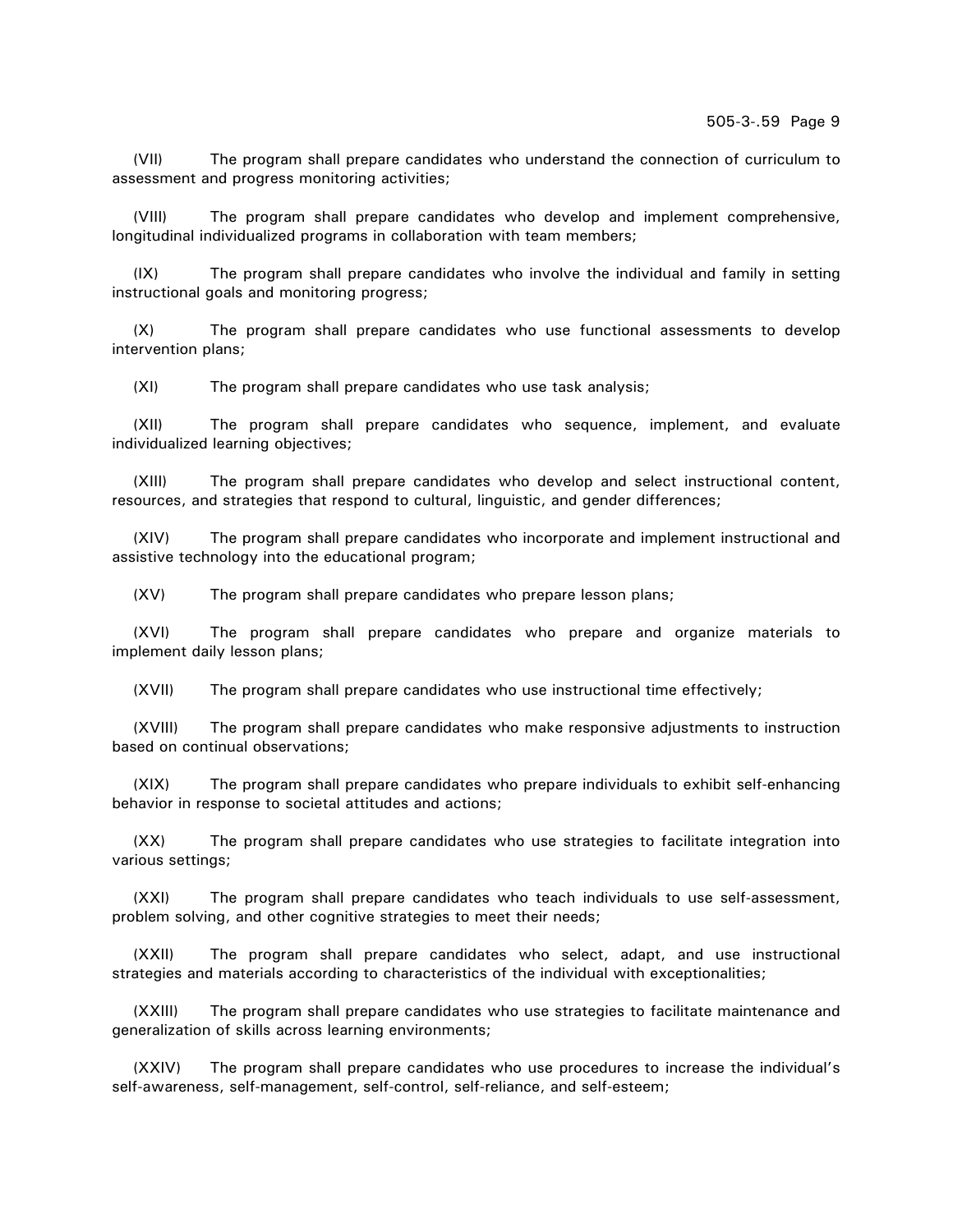(VII) The program shall prepare candidates who understand the connection of curriculum to assessment and progress monitoring activities;

(VIII) The program shall prepare candidates who develop and implement comprehensive, longitudinal individualized programs in collaboration with team members;

(IX) The program shall prepare candidates who involve the individual and family in setting instructional goals and monitoring progress;

(X) The program shall prepare candidates who use functional assessments to develop intervention plans;

(XI) The program shall prepare candidates who use task analysis;

(XII) The program shall prepare candidates who sequence, implement, and evaluate individualized learning objectives;

(XIII) The program shall prepare candidates who develop and select instructional content, resources, and strategies that respond to cultural, linguistic, and gender differences;

(XIV) The program shall prepare candidates who incorporate and implement instructional and assistive technology into the educational program;

(XV) The program shall prepare candidates who prepare lesson plans;

(XVI) The program shall prepare candidates who prepare and organize materials to implement daily lesson plans;

(XVII) The program shall prepare candidates who use instructional time effectively;

(XVIII) The program shall prepare candidates who make responsive adjustments to instruction based on continual observations;

(XIX) The program shall prepare candidates who prepare individuals to exhibit self-enhancing behavior in response to societal attitudes and actions;

(XX) The program shall prepare candidates who use strategies to facilitate integration into various settings;

(XXI) The program shall prepare candidates who teach individuals to use self-assessment, problem solving, and other cognitive strategies to meet their needs;

(XXII) The program shall prepare candidates who select, adapt, and use instructional strategies and materials according to characteristics of the individual with exceptionalities;

(XXIII) The program shall prepare candidates who use strategies to facilitate maintenance and generalization of skills across learning environments;

(XXIV) The program shall prepare candidates who use procedures to increase the individual's self-awareness, self-management, self-control, self-reliance, and self-esteem;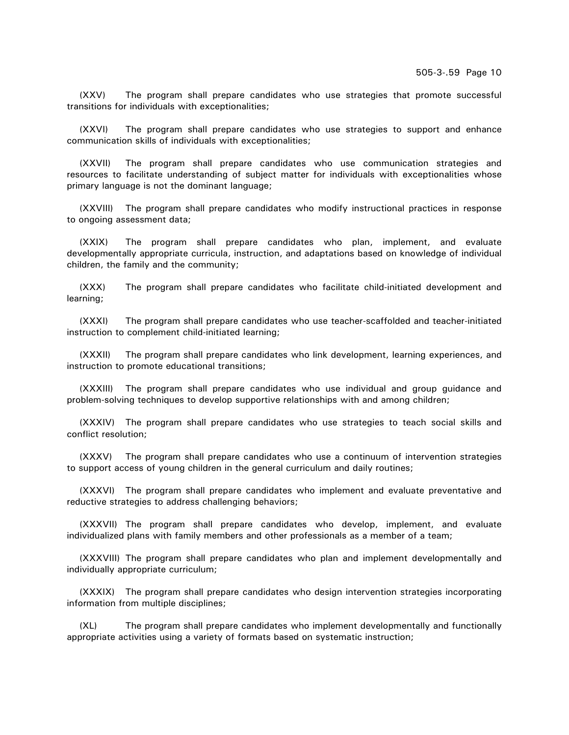(XXV) The program shall prepare candidates who use strategies that promote successful transitions for individuals with exceptionalities;

(XXVI) The program shall prepare candidates who use strategies to support and enhance communication skills of individuals with exceptionalities;

(XXVII) The program shall prepare candidates who use communication strategies and resources to facilitate understanding of subject matter for individuals with exceptionalities whose primary language is not the dominant language;

(XXVIII) The program shall prepare candidates who modify instructional practices in response to ongoing assessment data;

(XXIX) The program shall prepare candidates who plan, implement, and evaluate developmentally appropriate curricula, instruction, and adaptations based on knowledge of individual children, the family and the community;

(XXX) The program shall prepare candidates who facilitate child-initiated development and learning;

(XXXI) The program shall prepare candidates who use teacher-scaffolded and teacher-initiated instruction to complement child-initiated learning;

(XXXII) The program shall prepare candidates who link development, learning experiences, and instruction to promote educational transitions;

(XXXIII) The program shall prepare candidates who use individual and group guidance and problem-solving techniques to develop supportive relationships with and among children;

(XXXIV) The program shall prepare candidates who use strategies to teach social skills and conflict resolution;

(XXXV) The program shall prepare candidates who use a continuum of intervention strategies to support access of young children in the general curriculum and daily routines;

(XXXVI) The program shall prepare candidates who implement and evaluate preventative and reductive strategies to address challenging behaviors;

(XXXVII) The program shall prepare candidates who develop, implement, and evaluate individualized plans with family members and other professionals as a member of a team;

(XXXVIII) The program shall prepare candidates who plan and implement developmentally and individually appropriate curriculum;

(XXXIX) The program shall prepare candidates who design intervention strategies incorporating information from multiple disciplines;

(XL) The program shall prepare candidates who implement developmentally and functionally appropriate activities using a variety of formats based on systematic instruction;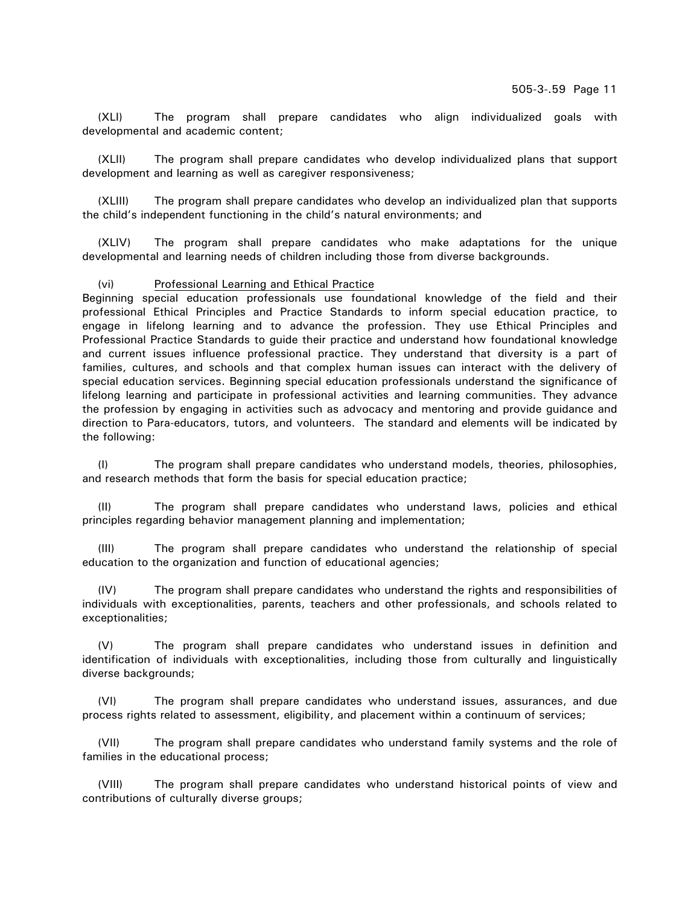(XLI) The program shall prepare candidates who align individualized goals with developmental and academic content;

(XLII) The program shall prepare candidates who develop individualized plans that support development and learning as well as caregiver responsiveness;

(XLIII) The program shall prepare candidates who develop an individualized plan that supports the child's independent functioning in the child's natural environments; and

(XLIV) The program shall prepare candidates who make adaptations for the unique developmental and learning needs of children including those from diverse backgrounds.

(vi) <u>Professional Learning and Ethical Practice</u>

Beginning special education professionals use foundational knowledge of the field and their professional Ethical Principles and Practice Standards to inform special education practice, to engage in lifelong learning and to advance the profession. They use Ethical Principles and Professional Practice Standards to guide their practice and understand how foundational knowledge and current issues influence professional practice. They understand that diversity is a part of families, cultures, and schools and that complex human issues can interact with the delivery of special education services. Beginning special education professionals understand the significance of lifelong learning and participate in professional activities and learning communities. They advance the profession by engaging in activities such as advocacy and mentoring and provide guidance and direction to Para-educators, tutors, and volunteers. The standard and elements will be indicated by the following:

(I) The program shall prepare candidates who understand models, theories, philosophies, and research methods that form the basis for special education practice;

(II) The program shall prepare candidates who understand laws, policies and ethical principles regarding behavior management planning and implementation;

(III) The program shall prepare candidates who understand the relationship of special education to the organization and function of educational agencies;

(IV) The program shall prepare candidates who understand the rights and responsibilities of individuals with exceptionalities, parents, teachers and other professionals, and schools related to exceptionalities;

(V) The program shall prepare candidates who understand issues in definition and identification of individuals with exceptionalities, including those from culturally and linguistically diverse backgrounds;

(VI) The program shall prepare candidates who understand issues, assurances, and due process rights related to assessment, eligibility, and placement within a continuum of services;

(VII) The program shall prepare candidates who understand family systems and the role of families in the educational process;

(VIII) The program shall prepare candidates who understand historical points of view and contributions of culturally diverse groups;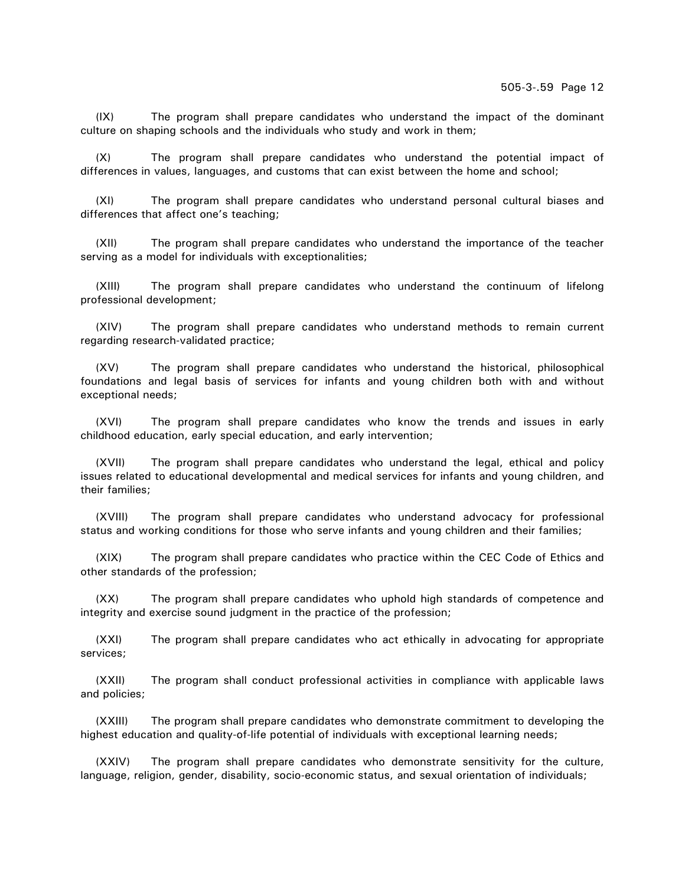(IX) The program shall prepare candidates who understand the impact of the dominant culture on shaping schools and the individuals who study and work in them;

(X) The program shall prepare candidates who understand the potential impact of differences in values, languages, and customs that can exist between the home and school;

(XI) The program shall prepare candidates who understand personal cultural biases and differences that affect one's teaching;

(XII) The program shall prepare candidates who understand the importance of the teacher serving as a model for individuals with exceptionalities;

(XIII) The program shall prepare candidates who understand the continuum of lifelong professional development;

(XIV) The program shall prepare candidates who understand methods to remain current regarding research-validated practice;

(XV) The program shall prepare candidates who understand the historical, philosophical foundations and legal basis of services for infants and young children both with and without exceptional needs;

(XVI) The program shall prepare candidates who know the trends and issues in early childhood education, early special education, and early intervention;

(XVII) The program shall prepare candidates who understand the legal, ethical and policy issues related to educational developmental and medical services for infants and young children, and their families;

(XVIII) The program shall prepare candidates who understand advocacy for professional status and working conditions for those who serve infants and young children and their families;

(XIX) The program shall prepare candidates who practice within the CEC Code of Ethics and other standards of the profession;

(XX) The program shall prepare candidates who uphold high standards of competence and integrity and exercise sound judgment in the practice of the profession;

(XXI) The program shall prepare candidates who act ethically in advocating for appropriate services;

(XXII) The program shall conduct professional activities in compliance with applicable laws and policies;

(XXIII) The program shall prepare candidates who demonstrate commitment to developing the highest education and quality-of-life potential of individuals with exceptional learning needs;

(XXIV) The program shall prepare candidates who demonstrate sensitivity for the culture, language, religion, gender, disability, socio-economic status, and sexual orientation of individuals;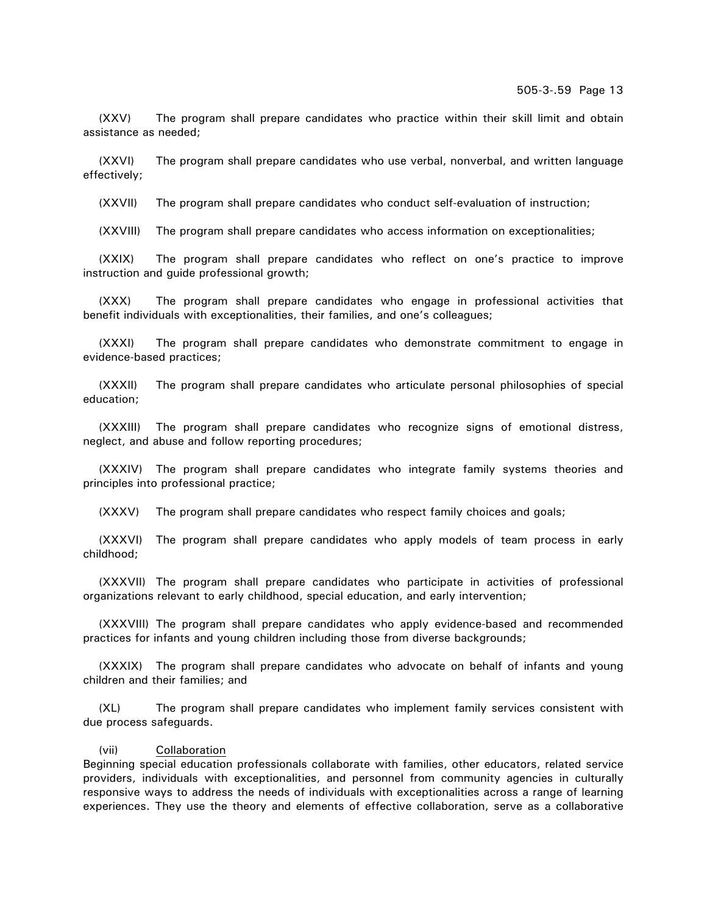(XXV) The program shall prepare candidates who practice within their skill limit and obtain assistance as needed;

(XXVI) The program shall prepare candidates who use verbal, nonverbal, and written language effectively;

(XXVII) The program shall prepare candidates who conduct self-evaluation of instruction;

(XXVIII) The program shall prepare candidates who access information on exceptionalities;

(XXIX) The program shall prepare candidates who reflect on one's practice to improve instruction and guide professional growth;

(XXX) The program shall prepare candidates who engage in professional activities that benefit individuals with exceptionalities, their families, and one's colleagues;

(XXXI) The program shall prepare candidates who demonstrate commitment to engage in evidence-based practices;

(XXXII) The program shall prepare candidates who articulate personal philosophies of special education;

(XXXIII) The program shall prepare candidates who recognize signs of emotional distress, neglect, and abuse and follow reporting procedures;

(XXXIV) The program shall prepare candidates who integrate family systems theories and principles into professional practice;

(XXXV) The program shall prepare candidates who respect family choices and goals;

(XXXVI) The program shall prepare candidates who apply models of team process in early childhood;

(XXXVII) The program shall prepare candidates who participate in activities of professional organizations relevant to early childhood, special education, and early intervention;

(XXXVIII) The program shall prepare candidates who apply evidence-based and recommended practices for infants and young children including those from diverse backgrounds;

(XXXIX) The program shall prepare candidates who advocate on behalf of infants and young children and their families; and

(XL) The program shall prepare candidates who implement family services consistent with due process safeguards.

(vii) Collaboration

Beginning special education professionals collaborate with families, other educators, related service providers, individuals with exceptionalities, and personnel from community agencies in culturally responsive ways to address the needs of individuals with exceptionalities across a range of learning experiences. They use the theory and elements of effective collaboration, serve as a collaborative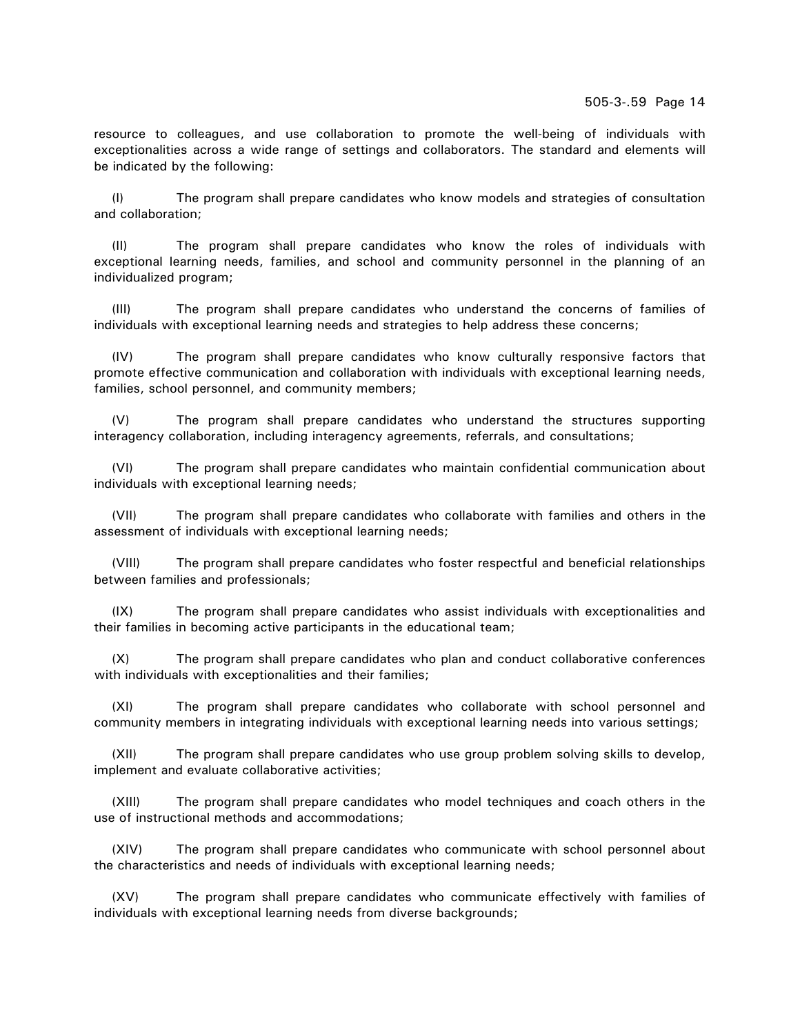resource to colleagues, and use collaboration to promote the well-being of individuals with exceptionalities across a wide range of settings and collaborators. The standard and elements will be indicated by the following:

(I) The program shall prepare candidates who know models and strategies of consultation and collaboration;

(II) The program shall prepare candidates who know the roles of individuals with exceptional learning needs, families, and school and community personnel in the planning of an individualized program;

(III) The program shall prepare candidates who understand the concerns of families of individuals with exceptional learning needs and strategies to help address these concerns;

(IV) The program shall prepare candidates who know culturally responsive factors that promote effective communication and collaboration with individuals with exceptional learning needs, families, school personnel, and community members;

(V) The program shall prepare candidates who understand the structures supporting interagency collaboration, including interagency agreements, referrals, and consultations;

(VI) The program shall prepare candidates who maintain confidential communication about individuals with exceptional learning needs;

(VII) The program shall prepare candidates who collaborate with families and others in the assessment of individuals with exceptional learning needs;

(VIII) The program shall prepare candidates who foster respectful and beneficial relationships between families and professionals;

(IX) The program shall prepare candidates who assist individuals with exceptionalities and their families in becoming active participants in the educational team;

(X) The program shall prepare candidates who plan and conduct collaborative conferences with individuals with exceptionalities and their families;

(XI) The program shall prepare candidates who collaborate with school personnel and community members in integrating individuals with exceptional learning needs into various settings;

(XII) The program shall prepare candidates who use group problem solving skills to develop, implement and evaluate collaborative activities;

(XIII) The program shall prepare candidates who model techniques and coach others in the use of instructional methods and accommodations;

(XIV) The program shall prepare candidates who communicate with school personnel about the characteristics and needs of individuals with exceptional learning needs;

(XV) The program shall prepare candidates who communicate effectively with families of individuals with exceptional learning needs from diverse backgrounds;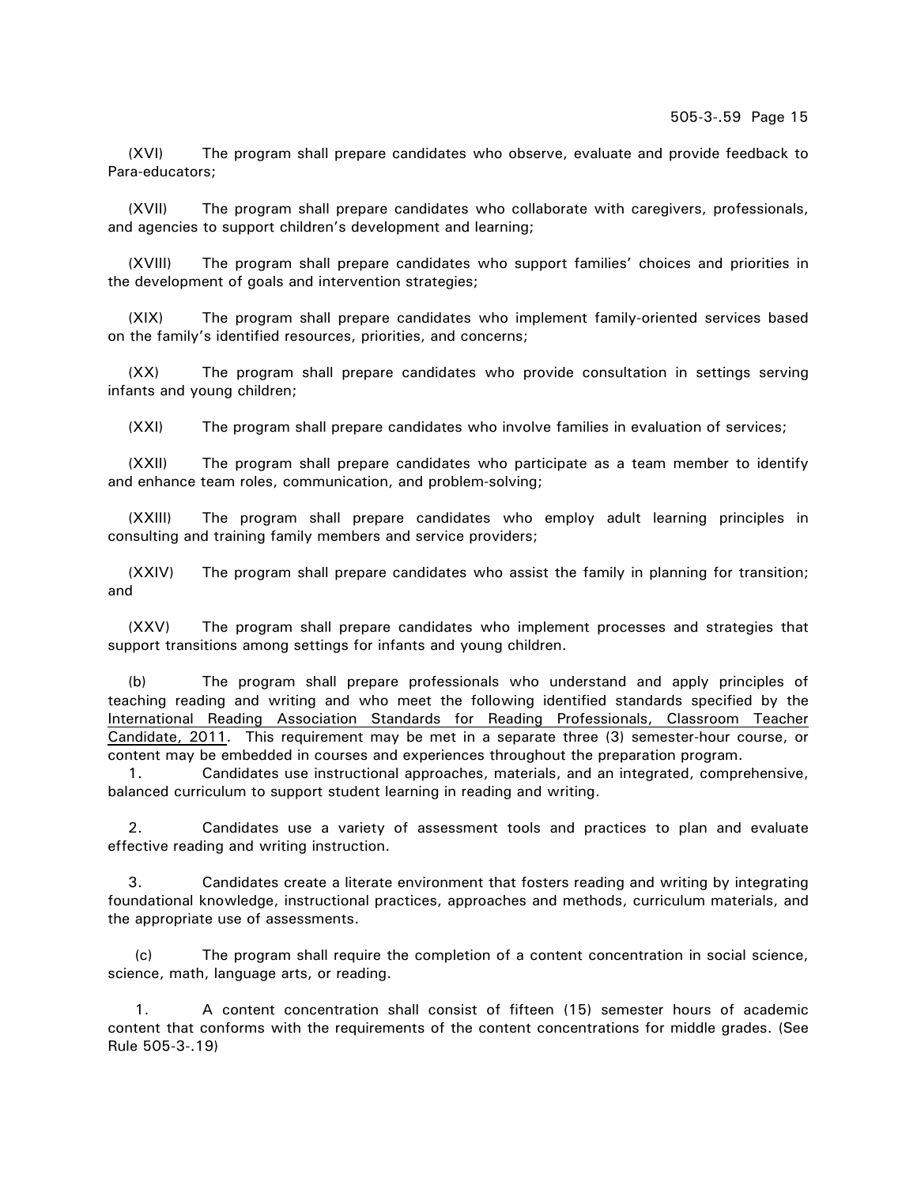(XVI) The program shall prepare candidates who observe, evaluate and provide feedback to Para-educators;

(XVII) The program shall prepare candidates who collaborate with caregivers, professionals, and agencies to support children's development and learning;

(XVIII) The program shall prepare candidates who support families' choices and priorities in the development of goals and intervention strategies;

(XIX) The program shall prepare candidates who implement family-oriented services based on the family's identified resources, priorities, and concerns;

(XX) The program shall prepare candidates who provide consultation in settings serving infants and young children;

(XXI) The program shall prepare candidates who involve families in evaluation of services;

(XXII) The program shall prepare candidates who participate as a team member to identify and enhance team roles, communication, and problem-solving;

(XXIII) The program shall prepare candidates who employ adult learning principles in consulting and training family members and service providers;

(XXIV) The program shall prepare candidates who assist the family in planning for transition; and

(XXV) The program shall prepare candidates who implement processes and strategies that support transitions among settings for infants and young children.

(b) The program shall prepare professionals who understand and apply principles of teaching reading and writing and who meet the following identified standards specified by the <u>International Reading Association Standards for Reading Professionals, Classroom Teacher Candidate, 2011</u>. This requirement may be met in a separate three (3) semester-hour course, or content may be embedded in courses and experiences throughout the preparation program.

1. Candidates use instructional approaches, materials, and an integrated, comprehensive, balanced curriculum to support student learning in reading and writing.

2. Candidates use a variety of assessment tools and practices to plan and evaluate effective reading and writing instruction.

3. Candidates create a literate environment that fosters reading and writing by integrating foundational knowledge, instructional practices, approaches and methods, curriculum materials, and the appropriate use of assessments.

(c) The program shall require the completion of a content concentration in social science, science, math, language arts, or reading.

1. A content concentration shall consist of fifteen (15) semester hours of academic content that conforms with the requirements of the content concentrations for middle grades. (See Rule 505-3-.19)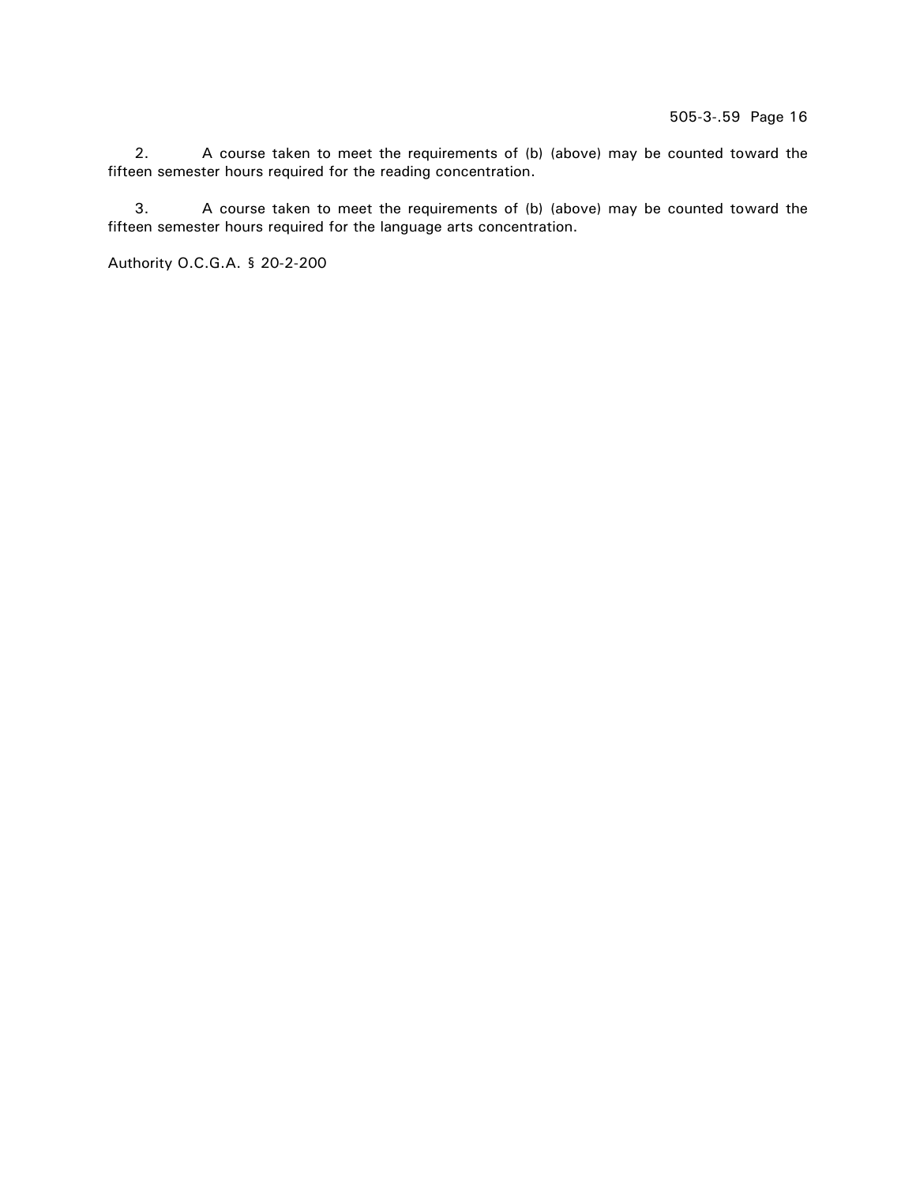2. A course taken to meet the requirements of (b) (above) may be counted toward the fifteen semester hours required for the reading concentration.

3. A course taken to meet the requirements of (b) (above) may be counted toward the fifteen semester hours required for the language arts concentration.

Authority O.C.G.A. § 20-2-200